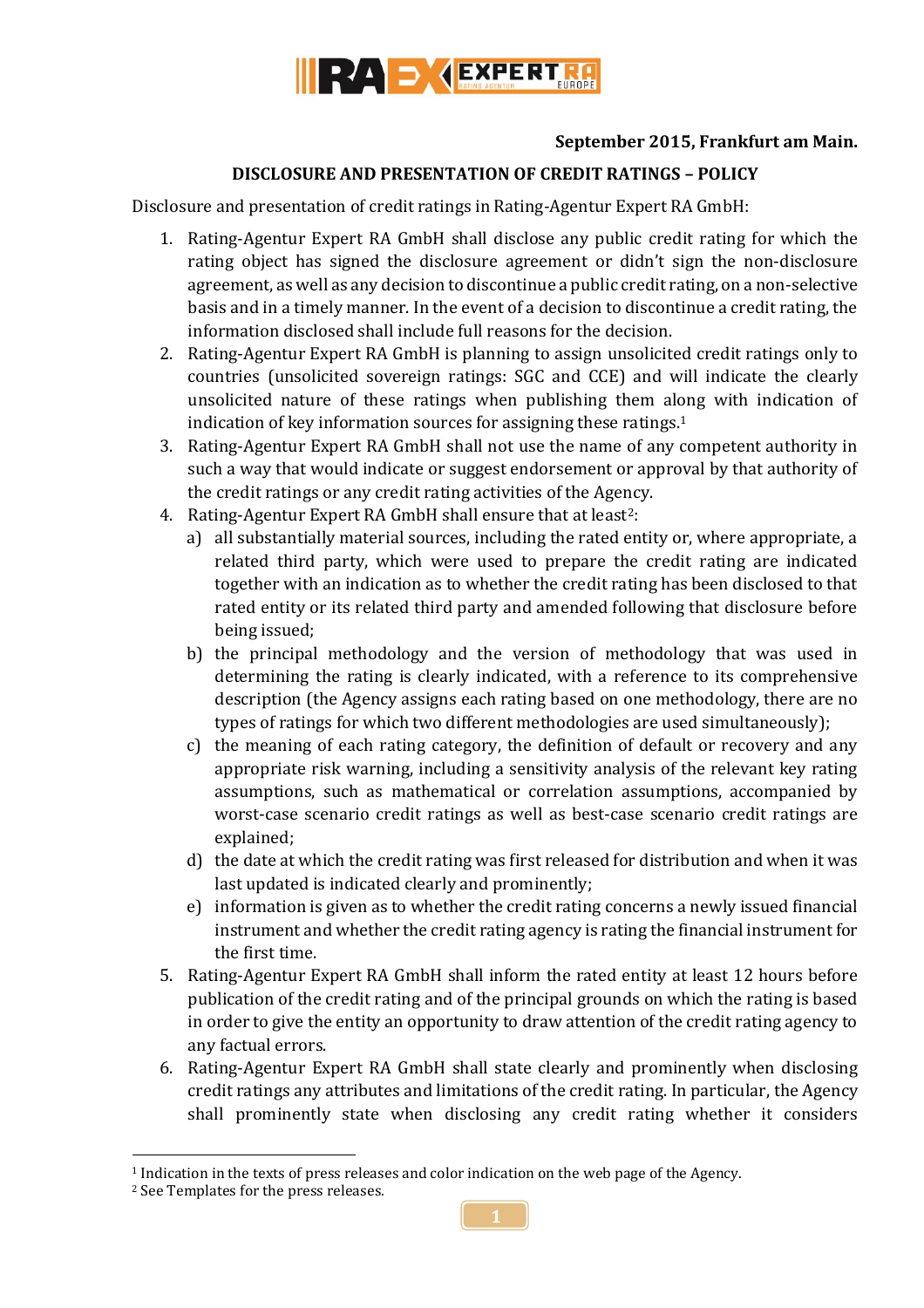**September 2015, Frankfurt am Main.**

**DISCLOSURE AND PRESENTATION OF CREDIT RATINGS – POLICY**

Disclosure and presentation of credit ratings in Rating-Agentur Expert RA GmbH:

1. Rating-Agentur Expert RA GmbH shall disclose any public credit rating for which the rating object has signed the disclosure agreement or didn't sign the non-disclosure agreement, as well as any decision to discontinue a public credit rating, on a non-selective basis and in a timely manner. In the event of a decision to discontinue a credit rating, the information disclosed shall include full reasons for the decision.
2. Rating-Agentur Expert RA GmbH is planning to assign unsolicited credit ratings only to countries (unsolicited sovereign ratings: SGC and CCE) and will indicate the clearly unsolicited nature of these ratings when publishing them along with indication of indication of key information sources for assigning these ratings.[1]
3. Rating-Agentur Expert RA GmbH shall not use the name of any competent authority in such a way that would indicate or suggest endorsement or approval by that authority of the credit ratings or any credit rating activities of the Agency.
4. Rating-Agentur Expert RA GmbH shall ensure that at least[2]:
   a) all substantially material sources, including the rated entity or, where appropriate, a related third party, which were used to prepare the credit rating are indicated together with an indication as to whether the credit rating has been disclosed to that rated entity or its related third party and amended following that disclosure before being issued;
   b) the principal methodology and the version of methodology that was used in determining the rating is clearly indicated, with a reference to its comprehensive description (the Agency assigns each rating based on one methodology, there are no types of ratings for which two different methodologies are used simultaneously);
   c) the meaning of each rating category, the definition of default or recovery and any appropriate risk warning, including a sensitivity analysis of the relevant key rating assumptions, such as mathematical or correlation assumptions, accompanied by worst-case scenario credit ratings as well as best-case scenario credit ratings are explained;
   d) the date at which the credit rating was first released for distribution and when it was last updated is indicated clearly and prominently;
   e) information is given as to whether the credit rating concerns a newly issued financial instrument and whether the credit rating agency is rating the financial instrument for the first time.
5. Rating-Agentur Expert RA GmbH shall inform the rated entity at least 12 hours before publication of the credit rating and of the principal grounds on which the rating is based in order to give the entity an opportunity to draw attention of the credit rating agency to any factual errors.
6. Rating-Agentur Expert RA GmbH shall state clearly and prominently when disclosing credit ratings any attributes and limitations of the credit rating. In particular, the Agency shall prominently state when disclosing any credit rating whether it considers

---

[1] Indication in the texts of press releases and color indication on the web page of the Agency.

[2] See Templates for the press releases.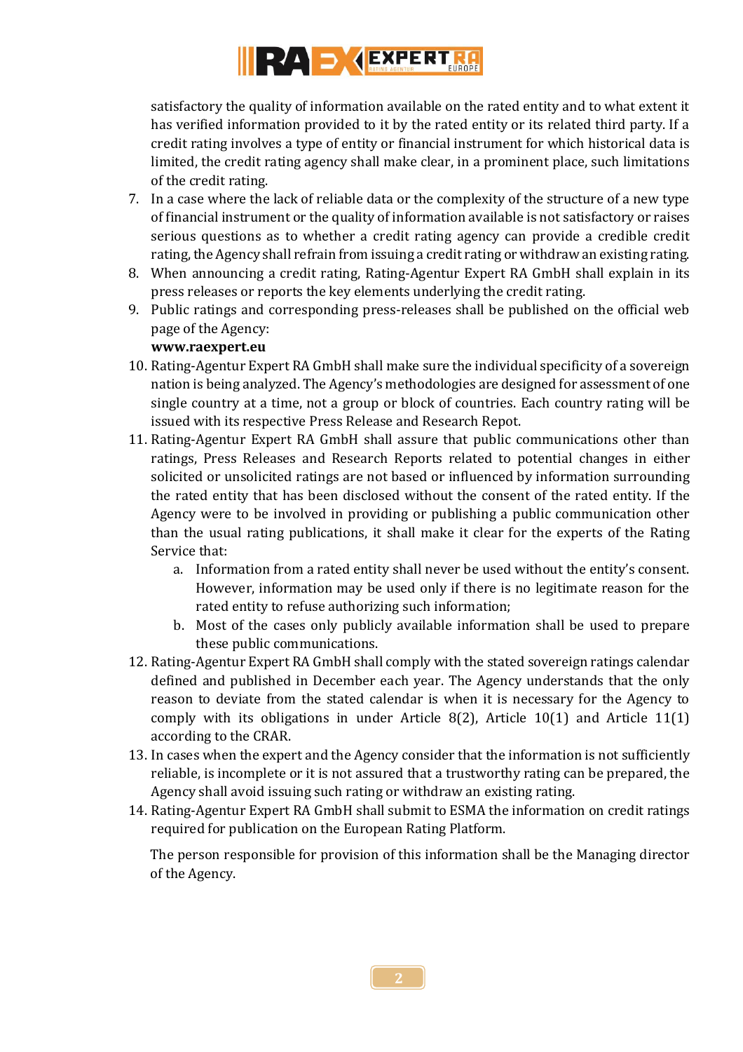satisfactory the quality of information available on the rated entity and to what extent it has verified information provided to it by the rated entity or its related third party. If a credit rating involves a type of entity or financial instrument for which historical data is limited, the credit rating agency shall make clear, in a prominent place, such limitations of the credit rating.

7. In a case where the lack of reliable data or the complexity of the structure of a new type of financial instrument or the quality of information available is not satisfactory or raises serious questions as to whether a credit rating agency can provide a credible credit rating, the Agency shall refrain from issuing a credit rating or withdraw an existing rating.
8. When announcing a credit rating, Rating-Agentur Expert RA GmbH shall explain in its press releases or reports the key elements underlying the credit rating.
9. Public ratings and corresponding press-releases shall be published on the official web page of the Agency:
   **www.raexpert.eu**
10. Rating-Agentur Expert RA GmbH shall make sure the individual specificity of a sovereign nation is being analyzed. The Agency's methodologies are designed for assessment of one single country at a time, not a group or block of countries. Each country rating will be issued with its respective Press Release and Research Repot.
11. Rating-Agentur Expert RA GmbH shall assure that public communications other than ratings, Press Releases and Research Reports related to potential changes in either solicited or unsolicited ratings are not based or influenced by information surrounding the rated entity that has been disclosed without the consent of the rated entity. If the Agency were to be involved in providing or publishing a public communication other than the usual rating publications, it shall make it clear for the experts of the Rating Service that:
    a. Information from a rated entity shall never be used without the entity's consent. However, information may be used only if there is no legitimate reason for the rated entity to refuse authorizing such information;
    b. Most of the cases only publicly available information shall be used to prepare these public communications.
12. Rating-Agentur Expert RA GmbH shall comply with the stated sovereign ratings calendar defined and published in December each year. The Agency understands that the only reason to deviate from the stated calendar is when it is necessary for the Agency to comply with its obligations in under Article 8(2), Article 10(1) and Article 11(1) according to the CRAR.
13. In cases when the expert and the Agency consider that the information is not sufficiently reliable, is incomplete or it is not assured that a trustworthy rating can be prepared, the Agency shall avoid issuing such rating or withdraw an existing rating.
14. Rating-Agentur Expert RA GmbH shall submit to ESMA the information on credit ratings required for publication on the European Rating Platform.

    The person responsible for provision of this information shall be the Managing director of the Agency.